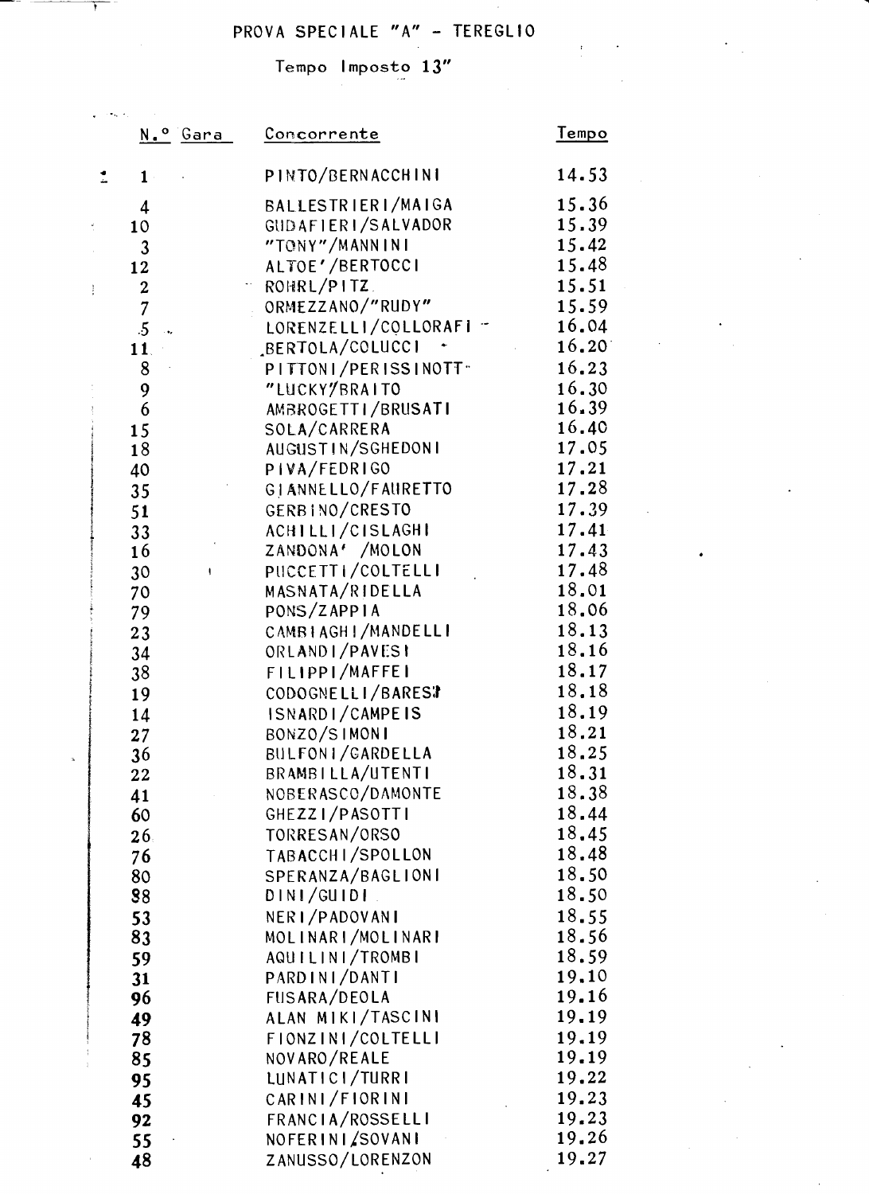# PROVA SPECIALE "A" - TEREGLIO

Tempo Imposto 13"

| N.° Gara | Concorrente | Tempo |
|---|---|---|
| 1 | PINTO/BERNACCHINI | 14.53 |
| 4 | BALLESTRIERI/MAIGA | 15.36 |
| 10 | GUDAFIERI/SALVADOR | 15.39 |
| 3 | "TONY"/MANNINI | 15.42 |
| 12 | ALTOE'/BERTOCCI | 15.48 |
| 2 | ROHRL/PITZ | 15.51 |
| 7 | ORMEZZANO/"RUDY" | 15.59 |
| 5 | LORENZELLI/COLLORAFI | 16.04 |
| 11 | BERTOLA/COLUCCI | 16.20 |
| 8 | PITTONI/PERISSINOTT | 16.23 |
| 9 | "LUCKY"/BRAITO | 16.30 |
| 6 | AMBROGETTI/BRUSATI | 16.39 |
| 15 | SOLA/CARRERA | 16.40 |
| 18 | AUGUSTIN/SGHEDONI | 17.05 |
| 40 | PIVA/FEDRIGO | 17.21 |
| 35 | GIANNELLO/FAURETTO | 17.28 |
| 51 | GERBINO/CRESTO | 17.39 |
| 33 | ACHILLI/CISLAGHI | 17.41 |
| 16 | ZANDONA' /MOLON | 17.43 |
| 30 | PUCCETTI/COLTELLI | 17.48 |
| 70 | MASNATA/RIDELLA | 18.01 |
| 79 | PONS/ZAPPIA | 18.06 |
| 23 | CAMBIAGHI/MANDELLI | 18.13 |
| 34 | ORLANDI/PAVESI | 18.16 |
| 38 | FILIPPI/MAFFEI | 18.17 |
| 19 | CODOGNELLI/BARESI | 18.18 |
| 14 | ISNARDI/CAMPEIS | 18.19 |
| 27 | BONZO/SIMONI | 18.21 |
| 36 | BULFONI/GARDELLA | 18.25 |
| 22 | BRAMBILLA/UTENTI | 18.31 |
| 41 | NOBERASCO/DAMONTE | 18.38 |
| 60 | GHEZZI/PASOTTI | 18.44 |
| 26 | TORRESAN/ORSO | 18.45 |
| 76 | TABACCHI/SPOLLON | 18.48 |
| 80 | SPERANZA/BAGLIONI | 18.50 |
| 88 | DINI/GUIDI | 18.50 |
| 53 | NERI/PADOVANI | 18.55 |
| 83 | MOLINARI/MOLINARI | 18.56 |
| 59 | AQUILINI/TROMBI | 18.59 |
| 31 | PARDINI/DANTI | 19.10 |
| 96 | FUSARA/DEOLA | 19.16 |
| 49 | ALAN MIKI/TASCINI | 19.19 |
| 78 | FIONZINI/COLTELLI | 19.19 |
| 85 | NOVARO/REALE | 19.19 |
| 95 | LUNATICI/TURRI | 19.22 |
| 45 | CARINI/FIORINI | 19.23 |
| 92 | FRANCIA/ROSSELLI | 19.23 |
| 55 | NOFERINI/SOVANI | 19.26 |
| 48 | ZANUSSO/LORENZON | 19.27 |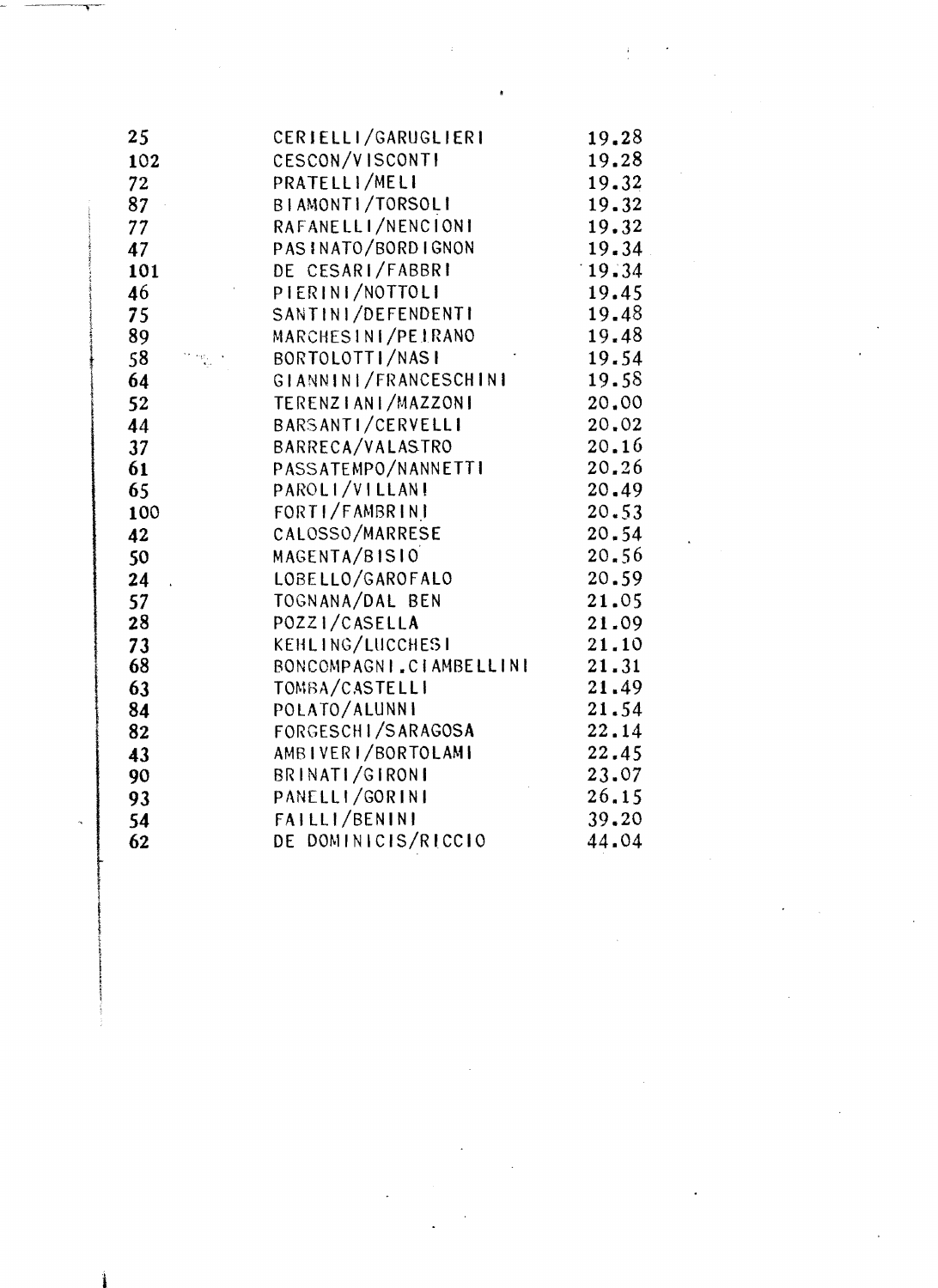| | | |
|---|---|---|
| 25 | CERIELLI/GARUGLIERI | 19.28 |
| 102 | CESCON/VISCONTI | 19.28 |
| 72 | PRATELLI/MELI | 19.32 |
| 87 | BIAMONTI/TORSOLI | 19.32 |
| 77 | RAFANELLI/NENCIONI | 19.32 |
| 47 | PASINATO/BORDIGNON | 19.34 |
| 101 | DE CESARI/FABBRI | 19.34 |
| 46 | PIERINI/NOTTOLI | 19.45 |
| 75 | SANTINI/DEFENDENTI | 19.48 |
| 89 | MARCHESINI/PEIRANO | 19.48 |
| 58 | BORTOLOTTI/NASI | 19.54 |
| 64 | GIANNINI/FRANCESCHINI | 19.58 |
| 52 | TERENZIANI/MAZZONI | 20.00 |
| 44 | BARSANTI/CERVELLI | 20.02 |
| 37 | BARRECA/VALASTRO | 20.16 |
| 61 | PASSATEMPO/NANNETTI | 20.26 |
| 65 | PAROLI/VILLANI | 20.49 |
| 100 | FORTI/FAMBRINI | 20.53 |
| 42 | CALOSSO/MARRESE | 20.54 |
| 50 | MAGENTA/BISIO | 20.56 |
| 24 | LOBELLO/GAROFALO | 20.59 |
| 57 | TOGNANA/DAL BEN | 21.05 |
| 28 | POZZI/CASELLA | 21.09 |
| 73 | KEHLING/LUCCHESI | 21.10 |
| 68 | BONCOMPAGNI.CIAMBELLINI | 21.31 |
| 63 | TOMBA/CASTELLI | 21.49 |
| 84 | POLATO/ALUNNI | 21.54 |
| 82 | FORGESCHI/SARAGOSA | 22.14 |
| 43 | AMBIVERI/BORTOLAMI | 22.45 |
| 90 | BRINATI/GIRONI | 23.07 |
| 93 | PANELLI/GORINI | 26.15 |
| 54 | FAILLI/BENINI | 39.20 |
| 62 | DE DOMINICIS/RICCIO | 44.04 |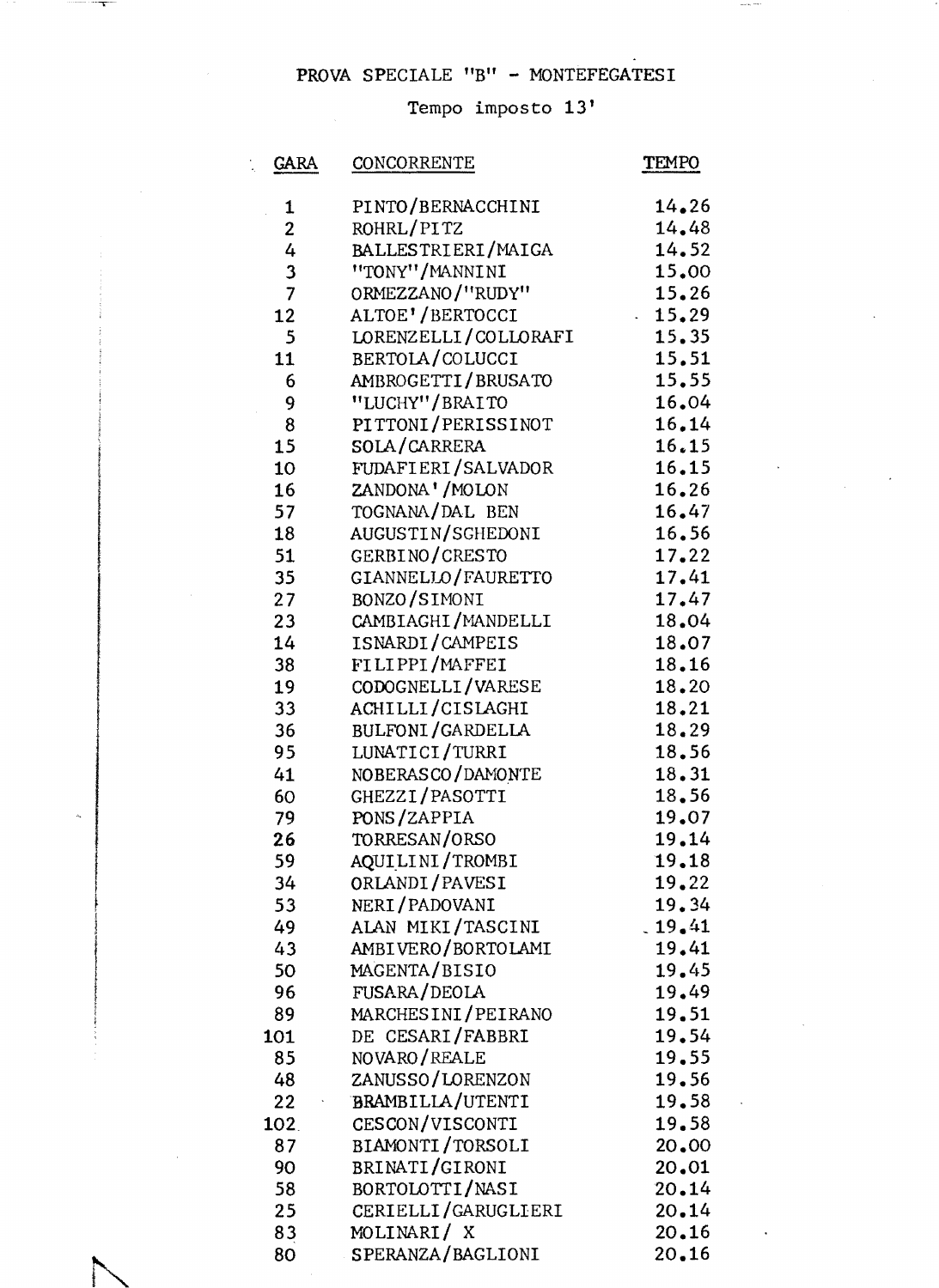# PROVA SPECIALE "B" - MONTEFEGATESI

Tempo imposto 13'

| GARA | CONCORRENTE | TEMPO |
|---|---|---|
| 1 | PINTO/BERNACCHINI | 14.26 |
| 2 | ROHRL/PITZ | 14.48 |
| 4 | BALLESTRIERI/MAIGA | 14.52 |
| 3 | "TONY"/MANNINI | 15.00 |
| 7 | ORMEZZANO/"RUDY" | 15.26 |
| 12 | ALTOE'/BERTOCCI | 15.29 |
| 5 | LORENZELLI/COLLORAFI | 15.35 |
| 11 | BERTOLA/COLUCCI | 15.51 |
| 6 | AMBROGETTI/BRUSATO | 15.55 |
| 9 | "LUCHY"/BRAITO | 16.04 |
| 8 | PITTONI/PERISSINOT | 16.14 |
| 15 | SOLA/CARRERA | 16.15 |
| 10 | FUDAFIERI/SALVADOR | 16.15 |
| 16 | ZANDONA'/MOLON | 16.26 |
| 57 | TOGNANA/DAL BEN | 16.47 |
| 18 | AUGUSTIN/SCHEDONI | 16.56 |
| 51 | GERBINO/CRESTO | 17.22 |
| 35 | GIANNELLO/FAURETTO | 17.41 |
| 27 | BONZO/SIMONI | 17.47 |
| 23 | CAMBIAGHI/MANDELLI | 18.04 |
| 14 | ISNARDI/CAMPEIS | 18.07 |
| 38 | FILIPPI/MAFFEI | 18.16 |
| 19 | CODOGNELLI/VARESE | 18.20 |
| 33 | ACHILLI/CISLAGHI | 18.21 |
| 36 | BULFONI/GARDELLA | 18.29 |
| 95 | LUNATICI/TURRI | 18.56 |
| 41 | NOBERASCO/DAMONTE | 18.31 |
| 60 | GHEZZI/PASOTTI | 18.56 |
| 79 | PONS/ZAPPIA | 19.07 |
| 26 | TORRESAN/ORSO | 19.14 |
| 59 | AQUILINI/TROMBI | 19.18 |
| 34 | ORLANDI/PAVESI | 19.22 |
| 53 | NERI/PADOVANI | 19.34 |
| 49 | ALAN MIKI/TASCINI | 19.41 |
| 43 | AMBIVERO/BORTOLAMI | 19.41 |
| 50 | MAGENTA/BISIO | 19.45 |
| 96 | FUSARA/DEOLA | 19.49 |
| 89 | MARCHESINI/PEIRANO | 19.51 |
| 101 | DE CESARI/FABBRI | 19.54 |
| 85 | NOVARO/REALE | 19.55 |
| 48 | ZANUSSO/LORENZON | 19.56 |
| 22 | BRAMBILLA/UTENTI | 19.58 |
| 102 | CESCON/VISCONTI | 19.58 |
| 87 | BIAMONTI/TORSOLI | 20.00 |
| 90 | BRINATI/GIRONI | 20.01 |
| 58 | BORTOLOTTI/NASI | 20.14 |
| 25 | CERIELLI/GARUGLIERI | 20.14 |
| 83 | MOLINARI/ X | 20.16 |
| 80 | SPERANZA/BAGLIONI | 20.16 |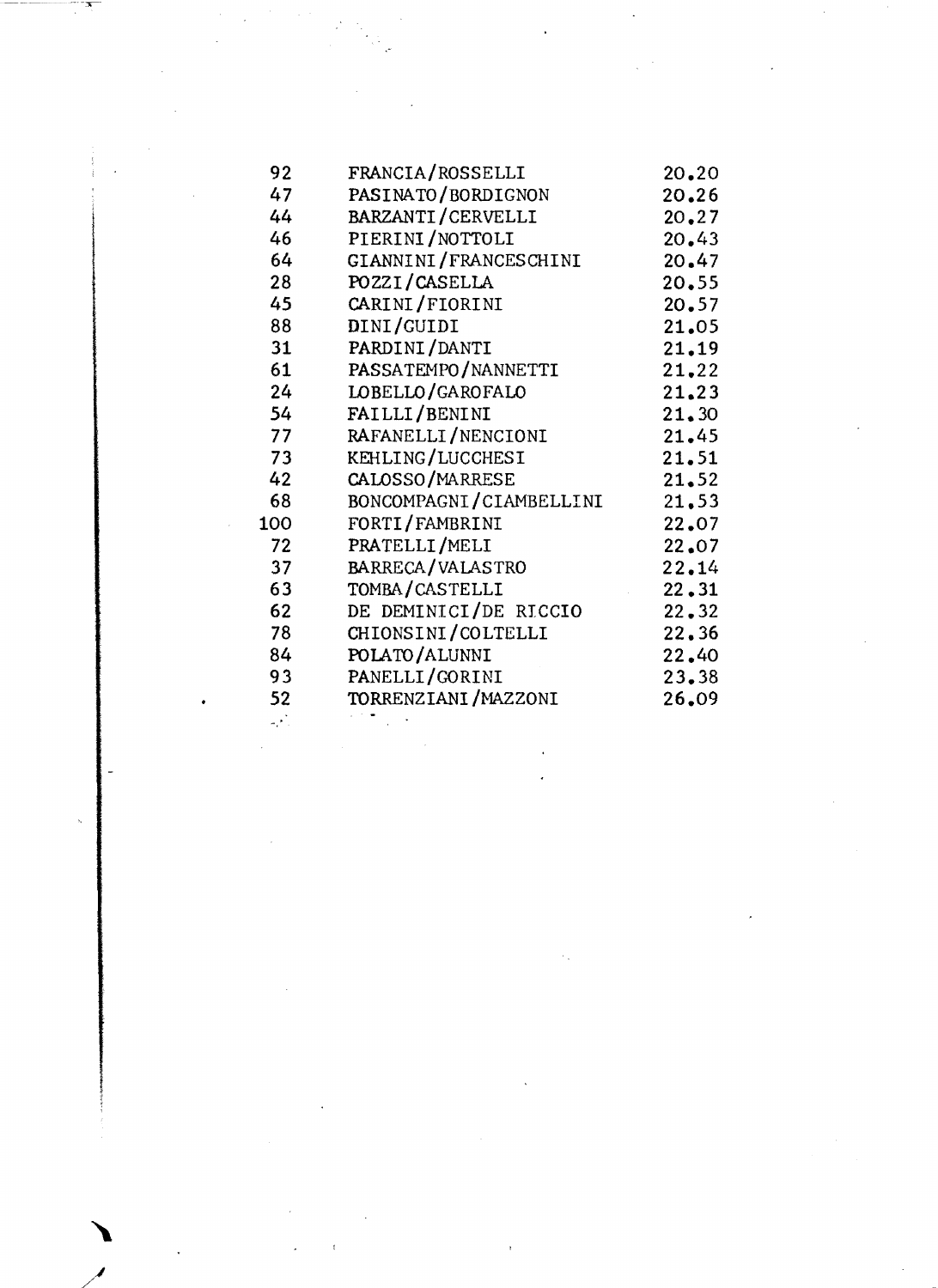| | | |
|---|---|---|
| 92 | FRANCIA/ROSSELLI | 20.20 |
| 47 | PASINATO/BORDIGNON | 20.26 |
| 44 | BARZANTI/CERVELLI | 20.27 |
| 46 | PIERINI/NOTTOLI | 20.43 |
| 64 | GIANNINI/FRANCESCHINI | 20.47 |
| 28 | POZZI/CASELLA | 20.55 |
| 45 | CARINI/FIORINI | 20.57 |
| 88 | DINI/GUIDI | 21.05 |
| 31 | PARDINI/DANTI | 21.19 |
| 61 | PASSATEMPO/NANNETTI | 21.22 |
| 24 | LOBELLO/GAROFALO | 21.23 |
| 54 | FAILLI/BENINI | 21.30 |
| 77 | RAFANELLI/NENCIONI | 21.45 |
| 73 | KEHLING/LUCCHESI | 21.51 |
| 42 | CALOSSO/MARRESE | 21.52 |
| 68 | BONCOMPAGNI/CIAMBELLINI | 21.53 |
| 100 | FORTI/FAMBRINI | 22.07 |
| 72 | PRATELLI/MELI | 22.07 |
| 37 | BARRECA/VALASTRO | 22.14 |
| 63 | TOMBA/CASTELLI | 22.31 |
| 62 | DE DEMINICI/DE RICCIO | 22.32 |
| 78 | CHIONSINI/COLTELLI | 22.36 |
| 84 | POLATO/ALUNNI | 22.40 |
| 93 | PANELLI/GORINI | 23.38 |
| 52 | TORRENZIANI/MAZZONI | 26.09 |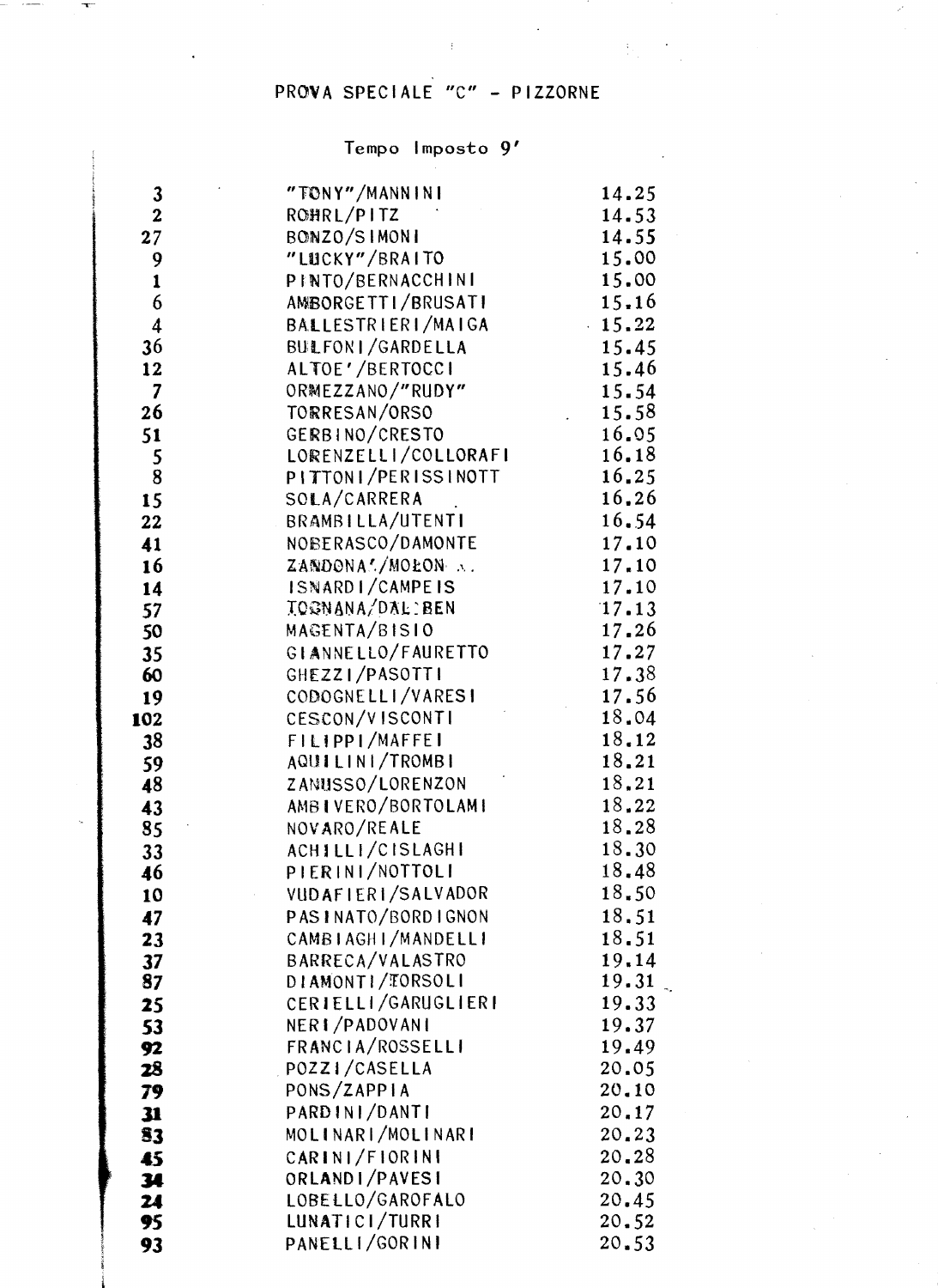# PROVA SPECIALE "C" - PIZZORNE

Tempo Imposto 9'

| | | |
|---|---|---|
| 3 | "TONY"/MANNINI | 14.25 |
| 2 | ROHRL/PITZ | 14.53 |
| 27 | BONZO/SIMONI | 14.55 |
| 9 | "LUCKY"/BRAITO | 15.00 |
| 1 | PINTO/BERNACCHINI | 15.00 |
| 6 | AMBORGETTI/BRUSATI | 15.16 |
| 4 | BALLESTRIERI/MAIGA | 15.22 |
| 36 | BULFONI/GARDELLA | 15.45 |
| 12 | ALTOE'/BERTOCCI | 15.46 |
| 7 | ORMEZZANO/"RUDY" | 15.54 |
| 26 | TORRESAN/ORSO | 15.58 |
| 51 | GERBINO/CRESTO | 16.05 |
| 5 | LORENZELLI/COLLORAFI | 16.18 |
| 8 | PITTONI/PERISSINOTT | 16.25 |
| 15 | SOLA/CARRERA | 16.26 |
| 22 | BRAMBILLA/UTENTI | 16.54 |
| 41 | NOBERASCO/DAMONTE | 17.10 |
| 16 | ZANDONA'/MOLON | 17.10 |
| 14 | ISNARDI/CAMPEIS | 17.10 |
| 57 | TOGNANA/DAL BEN | 17.13 |
| 50 | MAGENTA/BISIO | 17.26 |
| 35 | GIANNELLO/FAURETTO | 17.27 |
| 60 | GHEZZI/PASOTTI | 17.38 |
| 19 | CODOGNELLI/VARESI | 17.56 |
| 102 | CESCON/VISCONTI | 18.04 |
| 38 | FILIPPI/MAFFEI | 18.12 |
| 59 | AQUILINI/TROMBI | 18.21 |
| 48 | ZANUSSO/LORENZON | 18.21 |
| 43 | AMBIVERO/BORTOLAMI | 18.22 |
| 85 | NOVARO/REALE | 18.28 |
| 33 | ACHILLI/CISLAGHI | 18.30 |
| 46 | PIERINI/NOTTOLI | 18.48 |
| 10 | VUDAFIERI/SALVADOR | 18.50 |
| 47 | PASINATO/BORDIGNON | 18.51 |
| 23 | CAMBIAGHI/MANDELLI | 18.51 |
| 37 | BARRECA/VALASTRO | 19.14 |
| 87 | DIAMONTI/TORSOLI | 19.31 |
| 25 | CERIELLI/GARUGLIERI | 19.33 |
| 53 | NERI/PADOVANI | 19.37 |
| 92 | FRANCIA/ROSSELLI | 19.49 |
| 28 | POZZI/CASELLA | 20.05 |
| 79 | PONS/ZAPPIA | 20.10 |
| 31 | PARDINI/DANTI | 20.17 |
| 83 | MOLINARI/MOLINARI | 20.23 |
| 45 | CARINI/FIORINI | 20.28 |
| 34 | ORLANDI/PAVESI | 20.30 |
| 24 | LOBELLO/GAROFALO | 20.45 |
| 95 | LUNATICI/TURRI | 20.52 |
| 93 | PANELLI/GORINI | 20.53 |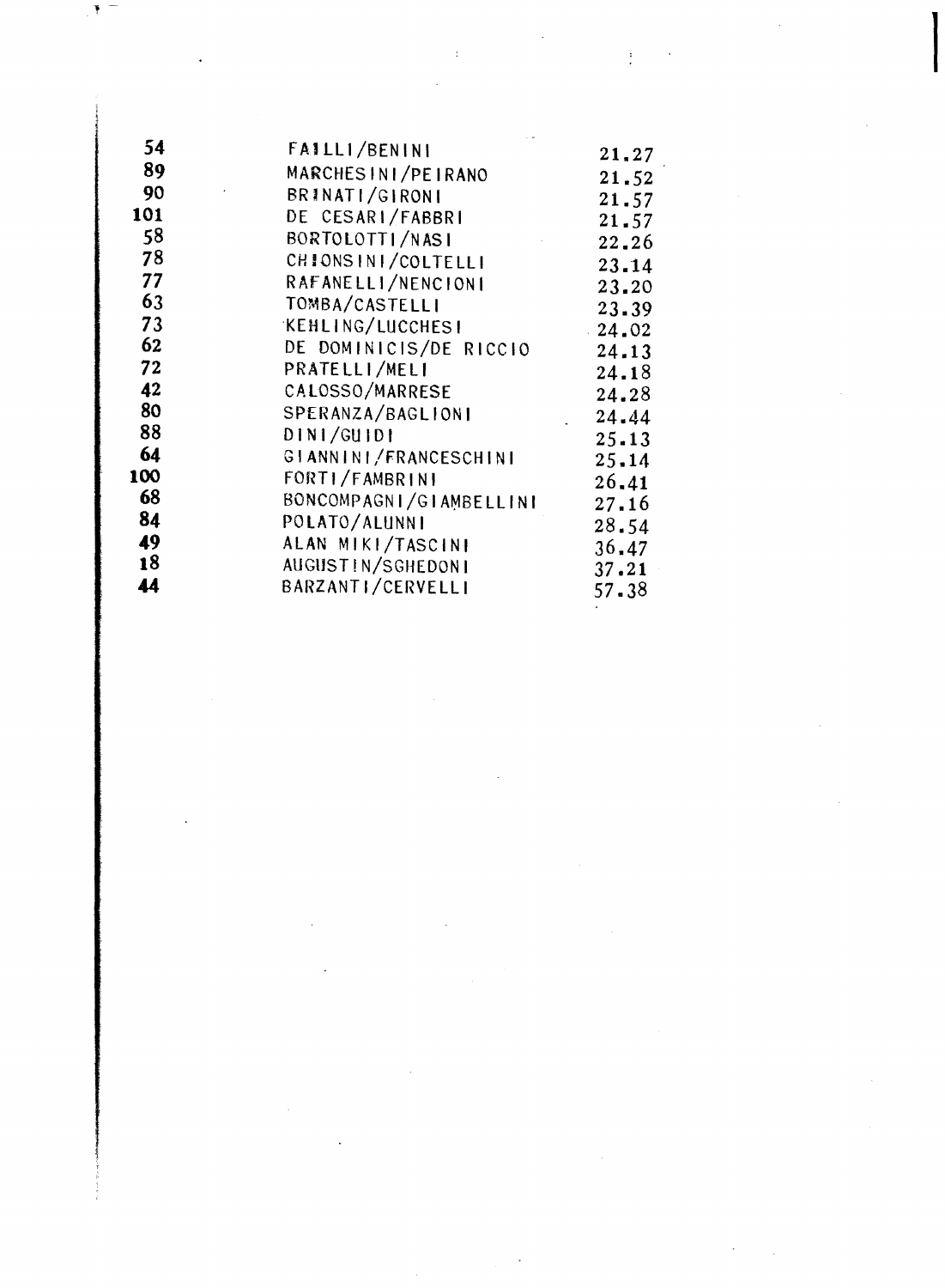| | | |
|---|---|---|
| 54 | FAILLI/BENINI | 21.27 |
| 89 | MARCHESINI/PEIRANO | 21.52 |
| 90 | BRINATI/GIRONI | 21.57 |
| 101 | DE CESARI/FABBRI | 21.57 |
| 58 | BORTOLOTTI/NASI | 22.26 |
| 78 | CHIONSINI/COLTELLI | 23.14 |
| 77 | RAFANELLI/NENCIONI | 23.20 |
| 63 | TOMBA/CASTELLI | 23.39 |
| 73 | KEHLING/LUCCHESI | 24.02 |
| 62 | DE DOMINICIS/DE RICCIO | 24.13 |
| 72 | PRATELLI/MELI | 24.18 |
| 42 | CALOSSO/MARRESE | 24.28 |
| 80 | SPERANZA/BAGLIONI | 24.44 |
| 88 | DINI/GUIDI | 25.13 |
| 64 | GIANNINI/FRANCESCHINI | 25.14 |
| 100 | FORTI/FAMBRINI | 26.41 |
| 68 | BONCOMPAGNI/GIAMBELLINI | 27.16 |
| 84 | POLATO/ALUNNI | 28.54 |
| 49 | ALAN MIKI/TASCINI | 36.47 |
| 18 | AUGUSTIN/SGHEDONI | 37.21 |
| 44 | BARZANTI/CERVELLI | 57.38 |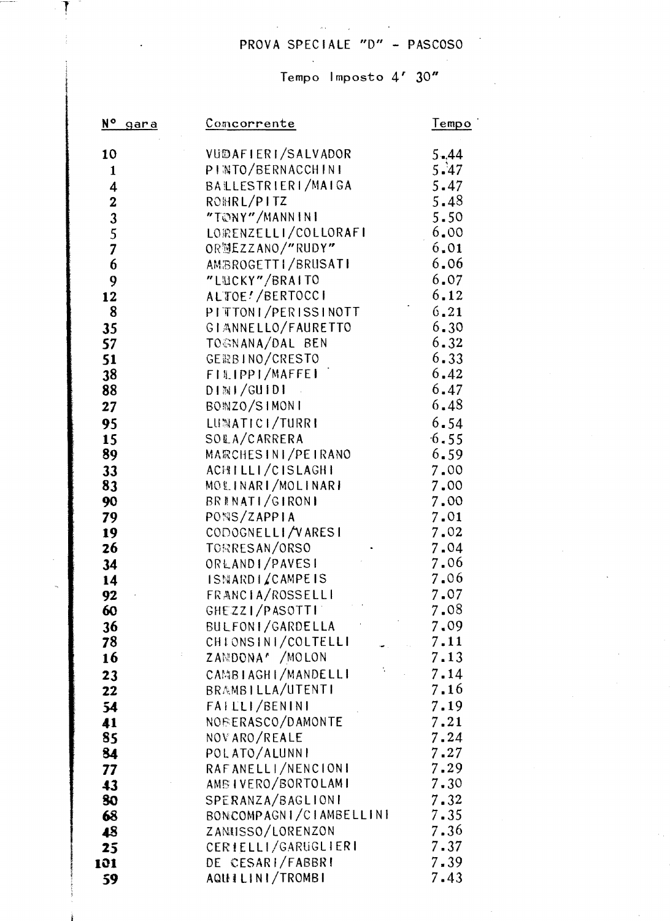# PROVA SPECIALE "D" - PASCOSO

Tempo Imposto 4′ 30″

| N° gara | Concorrente | Tempo |
|---|---|---|
| 10 | VUDAFIERI/SALVADOR | 5.44 |
| 1 | PINTO/BERNACCHINI | 5.47 |
| 4 | BALLESTRIERI/MAIGA | 5.47 |
| 2 | ROHRL/PITZ | 5.48 |
| 3 | "TONY"/MANNINI | 5.50 |
| 5 | LORENZELLI/COLLORAFI | 6.00 |
| 7 | ORMEZZANO/"RUDY" | 6.01 |
| 6 | AMBROGETTI/BRUSATI | 6.06 |
| 9 | "LUCKY"/BRAITO | 6.07 |
| 12 | ALTOE'/BERTOCCI | 6.12 |
| 8 | PITTONI/PERISSINOTT | 6.21 |
| 35 | GIANNELLO/FAURETTO | 6.30 |
| 57 | TOGNANA/DAL BEN | 6.32 |
| 51 | GERBINO/CRESTO | 6.33 |
| 38 | FILIPPI/MAFFEI | 6.42 |
| 88 | DINI/GUIDI | 6.47 |
| 27 | BONZO/SIMONI | 6.48 |
| 95 | LUNATICI/TURRI | 6.54 |
| 15 | SOLA/CARRERA | 6.55 |
| 89 | MARCHESINI/PEIRANO | 6.59 |
| 33 | ACHILLI/CISLAGHI | 7.00 |
| 83 | MOLINARI/MOLINARI | 7.00 |
| 90 | BRENATI/GIRONI | 7.00 |
| 79 | PONS/ZAPPIA | 7.01 |
| 19 | CODOGNELLI/VARESI | 7.02 |
| 26 | TORRESAN/ORSO | 7.04 |
| 34 | ORLANDI/PAVESI | 7.06 |
| 14 | ISNARDI/CAMPEIS | 7.06 |
| 92 | FRANCIA/ROSSELLI | 7.07 |
| 60 | GHEZZI/PASOTTI | 7.08 |
| 36 | BULFONI/GARDELLA | 7.09 |
| 78 | CHIONSINI/COLTELLI | 7.11 |
| 16 | ZANDONA' /MOLON | 7.13 |
| 23 | CAMBIAGHI/MANDELLI | 7.14 |
| 22 | BRAMBILLA/UTENTI | 7.16 |
| 54 | FAILLI/BENINI | 7.19 |
| 41 | NOBERASCO/DAMONTE | 7.21 |
| 85 | NOVARO/REALE | 7.24 |
| 84 | POLATO/ALUNNI | 7.27 |
| 77 | RAFANELLI/NENCIONI | 7.29 |
| 43 | AMBIVERO/BORTOLAMI | 7.30 |
| 80 | SPERANZA/BAGLIONI | 7.32 |
| 68 | BONCOMPAGNI/CIAMBELLINI | 7.35 |
| 48 | ZANUSSO/LORENZON | 7.36 |
| 25 | CERIELLI/GARUGLIERI | 7.37 |
| 101 | DE CESARI/FABBRI | 7.39 |
| 59 | AQUILINI/TROMBI | 7.43 |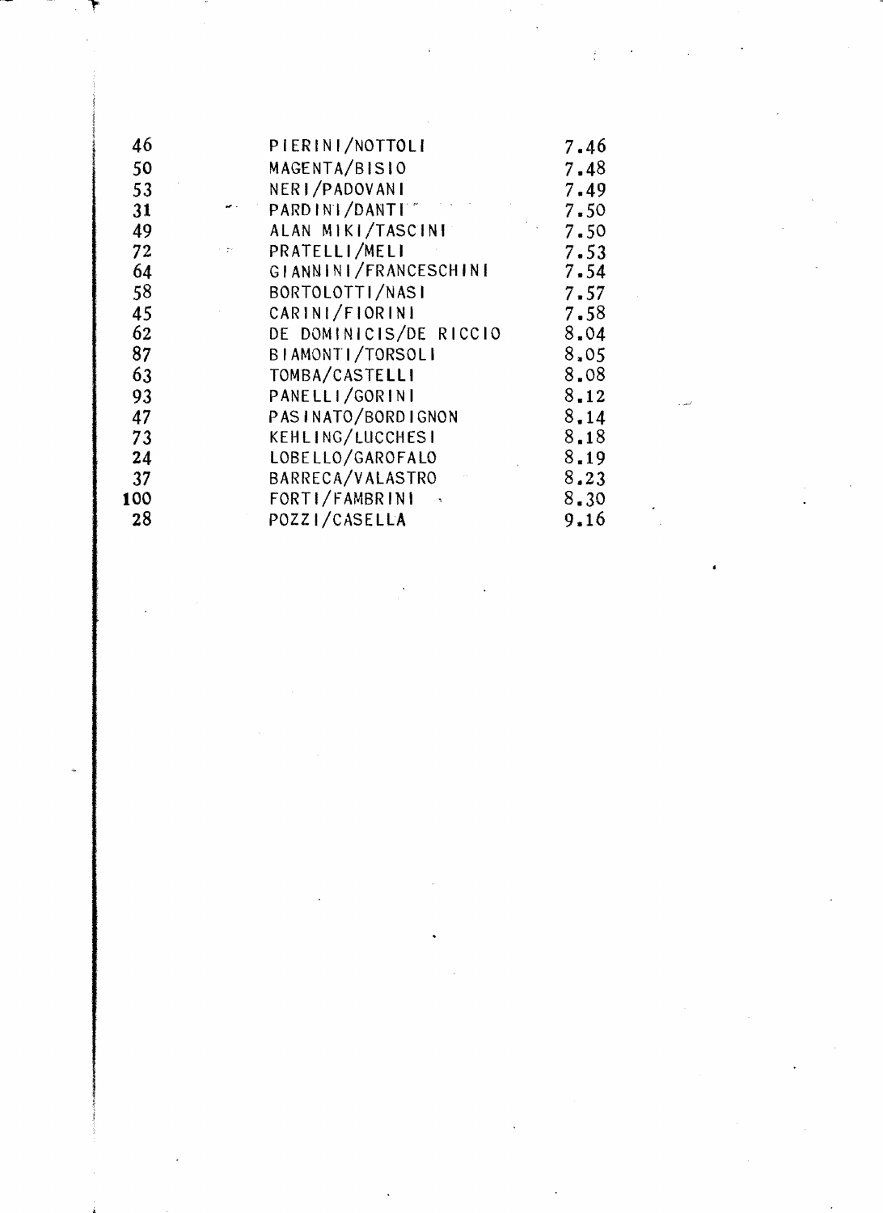| | | |
|---|---|---|
| 46 | PIERINI/NOTTOLI | 7.46 |
| 50 | MAGENTA/BISIO | 7.48 |
| 53 | NERI/PADOVANI | 7.49 |
| 31 | PARDINI/DANTI | 7.50 |
| 49 | ALAN MIKI/TASCINI | 7.50 |
| 72 | PRATELLI/MELI | 7.53 |
| 64 | GIANNINI/FRANCESCHINI | 7.54 |
| 58 | BORTOLOTTI/NASI | 7.57 |
| 45 | CARINI/FIORINI | 7.58 |
| 62 | DE DOMINICIS/DE RICCIO | 8.04 |
| 87 | BIAMONTI/TORSOLI | 8.05 |
| 63 | TOMBA/CASTELLI | 8.08 |
| 93 | PANELLI/GORINI | 8.12 |
| 47 | PASINATO/BORDIGNON | 8.14 |
| 73 | KEHLING/LUCCHESI | 8.18 |
| 24 | LOBELLO/GAROFALO | 8.19 |
| 37 | BARRECA/VALASTRO | 8.23 |
| 100 | FORTI/FAMBRINI | 8.30 |
| 28 | POZZI/CASELLA | 9.16 |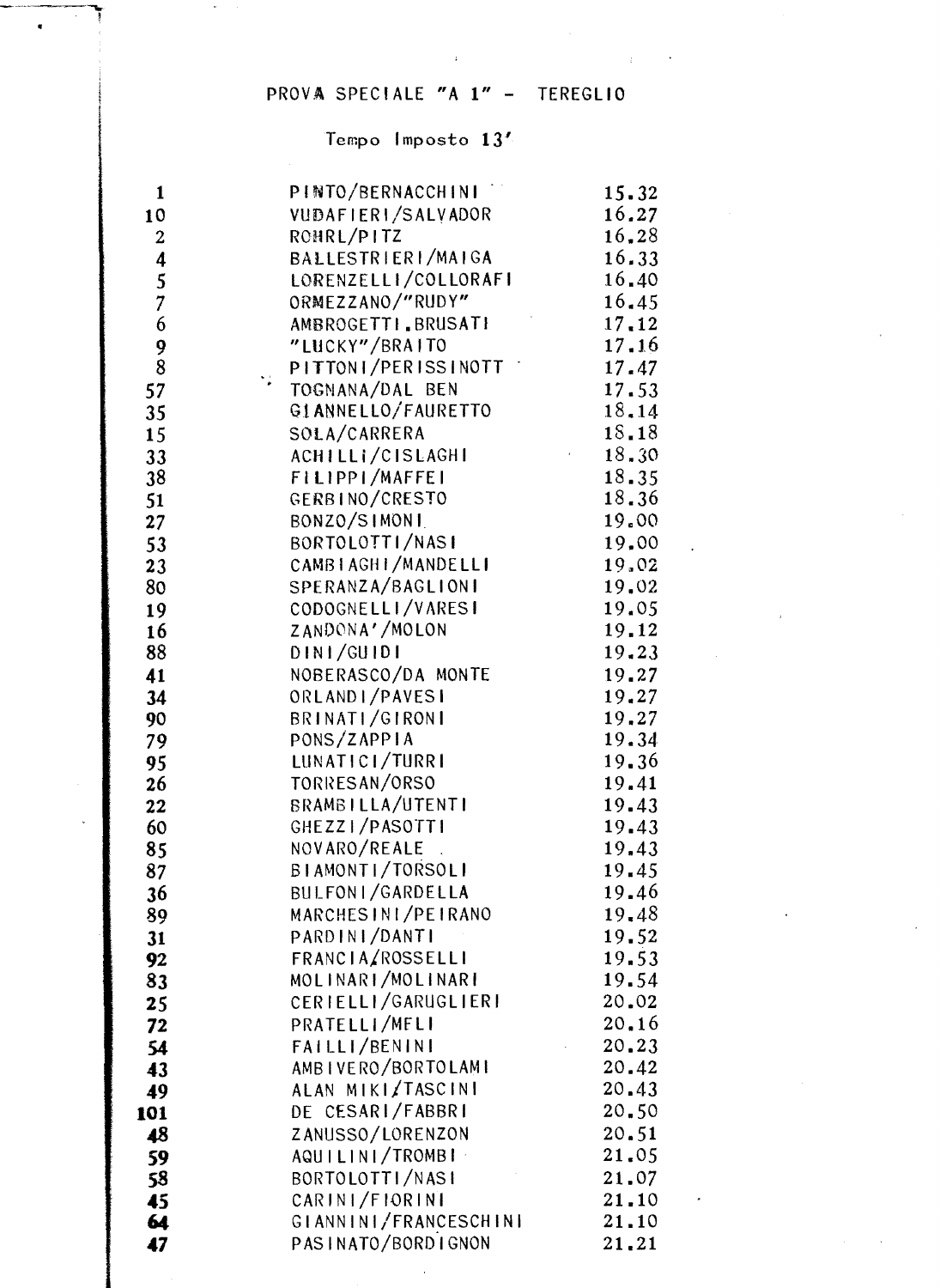# PROVA SPECIALE "A 1" - TEREGLIO

Tempo Imposto 13'

| | | |
|---|---|---|
| 1 | PINTO/BERNACCHINI | 15.32 |
| 10 | VUDAFIERI/SALVADOR | 16.27 |
| 2 | ROHRL/PITZ | 16.28 |
| 4 | BALLESTRIERI/MAIGA | 16.33 |
| 5 | LORENZELLI/COLLORAFI | 16.40 |
| 7 | ORMEZZANO/"RUDY" | 16.45 |
| 6 | AMBROGETTI.BRUSATI | 17.12 |
| 9 | "LUCKY"/BRAITO | 17.16 |
| 8 | PITTONI/PERISSINOTT | 17.47 |
| 57 | TOGNANA/DAL BEN | 17.53 |
| 35 | GIANNELLO/FAURETTO | 18.14 |
| 15 | SOLA/CARRERA | 18.18 |
| 33 | ACHILLI/CISLAGHI | 18.30 |
| 38 | FILIPPI/MAFFEI | 18.35 |
| 51 | GERBINO/CRESTO | 18.36 |
| 27 | BONZO/SIMONI | 19.00 |
| 53 | BORTOLOTTI/NASI | 19.00 |
| 23 | CAMBIAGHI/MANDELLI | 19.02 |
| 80 | SPERANZA/BAGLIONI | 19.02 |
| 19 | CODOGNELLI/VARESI | 19.05 |
| 16 | ZANDONA'/MOLON | 19.12 |
| 88 | DINI/GUIDI | 19.23 |
| 41 | NOBERASCO/DA MONTE | 19.27 |
| 34 | ORLANDI/PAVESI | 19.27 |
| 90 | BRINATI/GIRONI | 19.27 |
| 79 | PONS/ZAPPIA | 19.34 |
| 95 | LUNATICI/TURRI | 19.36 |
| 26 | TORRESAN/ORSO | 19.41 |
| 22 | BRAMBILLA/UTENTI | 19.43 |
| 60 | GHEZZI/PASOTTI | 19.43 |
| 85 | NOVARO/REALE | 19.43 |
| 87 | BIAMONTI/TORSOLI | 19.45 |
| 36 | BULFONI/GARDELLA | 19.46 |
| 89 | MARCHESINI/PEIRANO | 19.48 |
| 31 | PARDINI/DANTI | 19.52 |
| 92 | FRANCIA/ROSSELLI | 19.53 |
| 83 | MOLINARI/MOLINARI | 19.54 |
| 25 | CERIELLI/GARUGLIERI | 20.02 |
| 72 | PRATELLI/MELI | 20.16 |
| 54 | FAILLI/BENINI | 20.23 |
| 43 | AMBIVERO/BORTOLAMI | 20.42 |
| 49 | ALAN MIKI/TASCINI | 20.43 |
| 101 | DE CESARI/FABBRI | 20.50 |
| 48 | ZANUSSO/LORENZON | 20.51 |
| 59 | AQUILINI/TROMBI | 21.05 |
| 58 | BORTOLOTTI/NASI | 21.07 |
| 45 | CARINI/FIORINI | 21.10 |
| 64 | GIANNINI/FRANCESCHINI | 21.10 |
| 47 | PASINATO/BORDIGNON | 21.21 |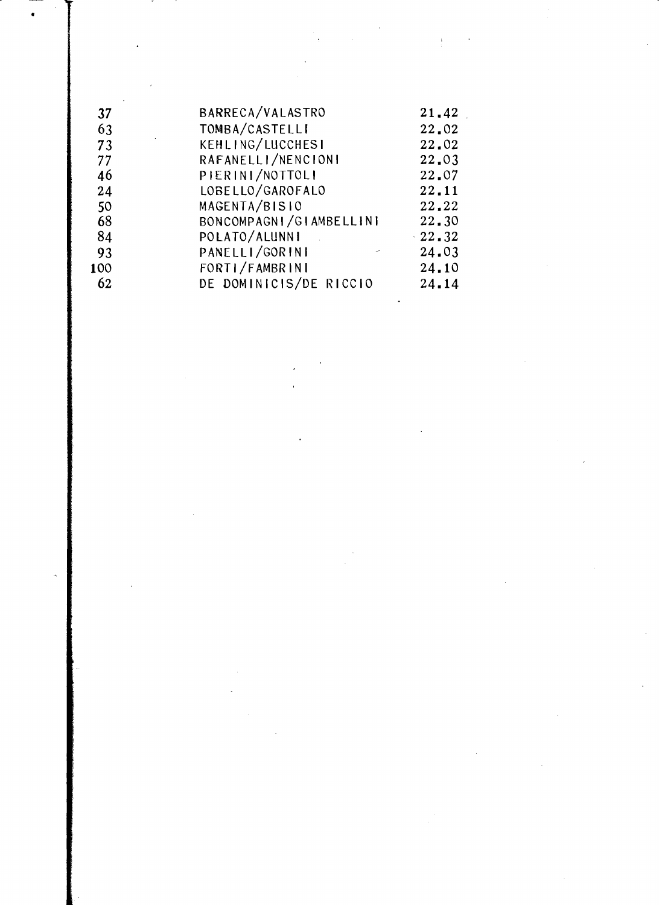| | | |
|---|---|---|
| 37 | BARRECA/VALASTRO | 21.42 |
| 63 | TOMBA/CASTELLI | 22.02 |
| 73 | KEHLING/LUCCHESI | 22.02 |
| 77 | RAFANELLI/NENCIONI | 22.03 |
| 46 | PIERINI/NOTTOLI | 22.07 |
| 24 | LOBELLO/GAROFALO | 22.11 |
| 50 | MAGENTA/BISIO | 22.22 |
| 68 | BONCOMPAGNI/GIAMBELLINI | 22.30 |
| 84 | POLATO/ALUNNI | 22.32 |
| 93 | PANELLI/GORINI | 24.03 |
| 100 | FORTI/FAMBRINI | 24.10 |
| 62 | DE DOMINICIS/DE RICCIO | 24.14 |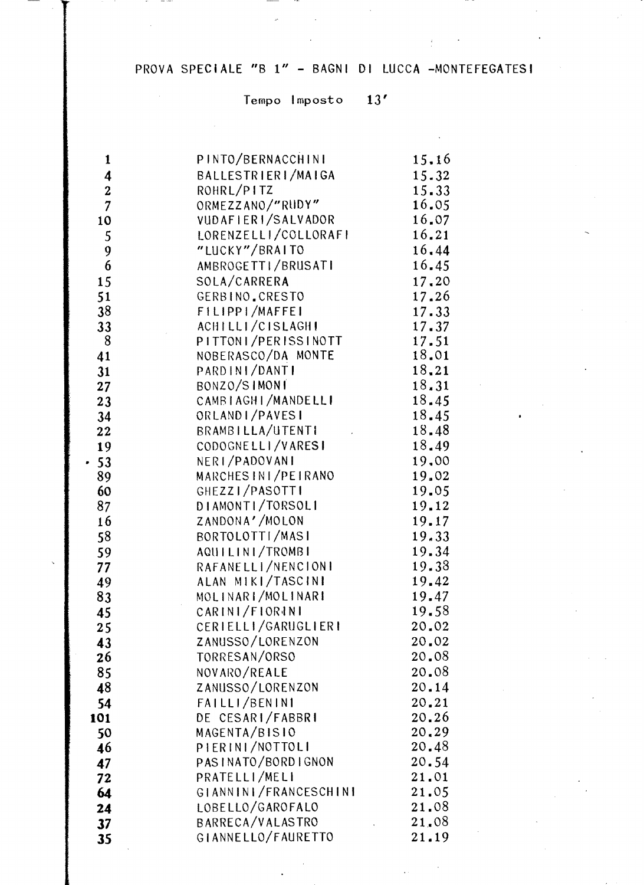PROVA SPECIALE "B 1" - BAGNI DI LUCCA -MONTEFEGATESI

Tempo Imposto 13'

| | | |
|---|---|---|
| 1 | PINTO/BERNACCHINI | 15.16 |
| 4 | BALLESTRIERI/MAIGA | 15.32 |
| 2 | ROHRL/PITZ | 15.33 |
| 7 | ORMEZZANO/"RUDY" | 16.05 |
| 10 | VUDAFIERI/SALVADOR | 16.07 |
| 5 | LORENZELLI/COLLORAFI | 16.21 |
| 9 | "LUCKY"/BRAITO | 16.44 |
| 6 | AMBROGETTI/BRUSATI | 16.45 |
| 15 | SOLA/CARRERA | 17.20 |
| 51 | GERBINO.CRESTO | 17.26 |
| 38 | FILIPPI/MAFFEI | 17.33 |
| 33 | ACHILLI/CISLAGHI | 17.37 |
| 8 | PITTONI/PERISSINOTT | 17.51 |
| 41 | NOBERASCO/DA MONTE | 18.01 |
| 31 | PARDINI/DANTI | 18.21 |
| 27 | BONZO/SIMONI | 18.31 |
| 23 | CAMBIAGHI/MANDELLI | 18.45 |
| 34 | ORLANDI/PAVESI | 18.45 |
| 22 | BRAMBILLA/UTENTI | 18.48 |
| 19 | CODOGNELLI/VARESI | 18.49 |
| 53 | NERI/PADOVANI | 19.00 |
| 89 | MARCHESINI/PEIRANO | 19.02 |
| 60 | GHEZZI/PASOTTI | 19.05 |
| 87 | DIAMONTI/TORSOLI | 19.12 |
| 16 | ZANDONA'/MOLON | 19.17 |
| 58 | BORTOLOTTI/MASI | 19.33 |
| 59 | AQUILINI/TROMBI | 19.34 |
| 77 | RAFANELLI/NENCIONI | 19.38 |
| 49 | ALAN MIKI/TASCINI | 19.42 |
| 83 | MOLINARI/MOLINARI | 19.47 |
| 45 | CARINI/FIORINI | 19.58 |
| 25 | CERIELLI/GARUGLIERI | 20.02 |
| 43 | ZANUSSO/LORENZON | 20.02 |
| 26 | TORRESAN/ORSO | 20.08 |
| 85 | NOVARO/REALE | 20.08 |
| 48 | ZANUSSO/LORENZON | 20.14 |
| 54 | FAILLI/BENINI | 20.21 |
| 101 | DE CESARI/FABBRI | 20.26 |
| 50 | MAGENTA/BISIO | 20.29 |
| 46 | PIERINI/NOTTOLI | 20.48 |
| 47 | PASINATO/BORDIGNON | 20.54 |
| 72 | PRATELLI/MELI | 21.01 |
| 64 | GIANNINI/FRANCESCHINI | 21.05 |
| 24 | LOBELLO/GAROFALO | 21.08 |
| 37 | BARRECA/VALASTRO | 21.08 |
| 35 | GIANNELLO/FAURETTO | 21.19 |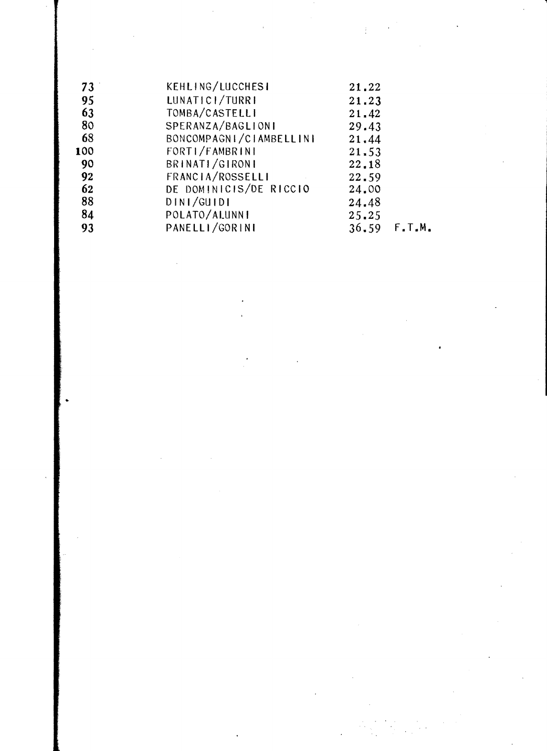| | | | |
|---|---|---|---|
| 73 | KEHLING/LUCCHESI | 21.22 | |
| 95 | LUNATICI/TURRI | 21.23 | |
| 63 | TOMBA/CASTELLI | 21.42 | |
| 80 | SPERANZA/BAGLIONI | 29.43 | |
| 68 | BONCOMPAGNI/CIAMBELLINI | 21.44 | |
| 100 | FORTI/FAMBRINI | 21.53 | |
| 90 | BRINATI/GIRONI | 22.18 | |
| 92 | FRANCIA/ROSSELLI | 22.59 | |
| 62 | DE DOMINICIS/DE RICCIO | 24.00 | |
| 88 | DINI/GUIDI | 24.48 | |
| 84 | POLATO/ALUNNI | 25.25 | |
| 93 | PANELLI/GORINI | 36.59 | F.T.M. |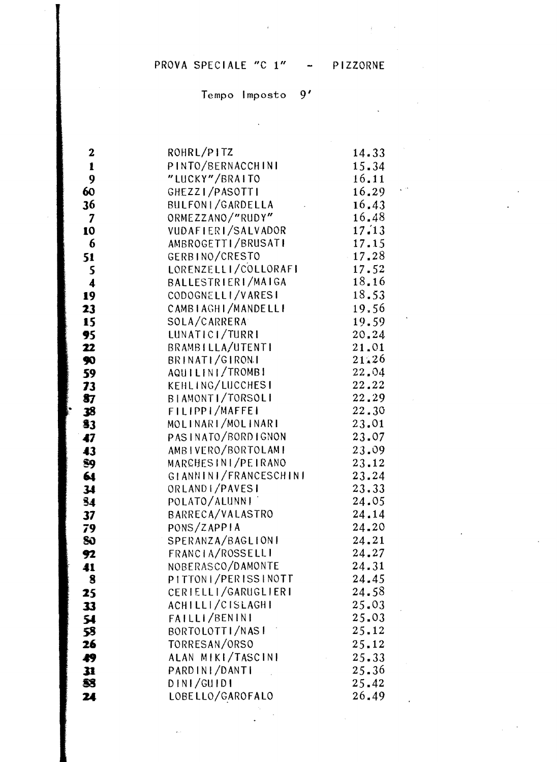PROVA SPECIALE "C 1" - PIZZORNE

Tempo Imposto 9'

| | | |
|---|---|---|
| 2 | ROHRL/PITZ | 14.33 |
| 1 | PINTO/BERNACCHINI | 15.34 |
| 9 | "LUCKY"/BRAITO | 16.11 |
| 60 | GHEZZI/PASOTTI | 16.29 |
| 36 | BULFONI/GARDELLA | 16.43 |
| 7 | ORMEZZANO/"RUDY" | 16.48 |
| 10 | VUDAFIERI/SALVADOR | 17.13 |
| 6 | AMBROGETTI/BRUSATI | 17.15 |
| 51 | GERBINO/CRESTO | 17.28 |
| 5 | LORENZELLI/COLLORAFI | 17.52 |
| 4 | BALLESTRIERI/MAIGA | 18.16 |
| 19 | CODOGNELLI/VARESI | 18.53 |
| 23 | CAMBIAGHI/MANDELLI | 19.56 |
| 15 | SOLA/CARRERA | 19.59 |
| 95 | LUNATICI/TURRI | 20.24 |
| 22 | BRAMBILLA/UTENTI | 21.01 |
| 90 | BRINATI/GIRONI | 21.26 |
| 59 | AQUILINI/TROMBI | 22.04 |
| 73 | KEHLING/LUCCHESI | 22.22 |
| 87 | BIAMONTI/TORSOLI | 22.29 |
| 38 | FILIPPI/MAFFEI | 22.30 |
| 83 | MOLINARI/MOLINARI | 23.01 |
| 47 | PASINATO/BORDIGNON | 23.07 |
| 43 | AMBIVERO/BORTOLAMI | 23.09 |
| 89 | MARCHESINI/PEIRANO | 23.12 |
| 64 | GIANNINI/FRANCESCHINI | 23.24 |
| 34 | ORLANDI/PAVESI | 23.33 |
| 84 | POLATO/ALUNNI | 24.05 |
| 37 | BARRECA/VALASTRO | 24.14 |
| 79 | PONS/ZAPPIA | 24.20 |
| 80 | SPERANZA/BAGLIONI | 24.21 |
| 92 | FRANCIA/ROSSELLI | 24.27 |
| 41 | NOBERASCO/DAMONTE | 24.31 |
| 8 | PITTONI/PERISSINOTT | 24.45 |
| 25 | CERIELLI/GARUGLIERI | 24.58 |
| 33 | ACHILLI/CISLAGHI | 25.03 |
| 54 | FAILLI/BENINI | 25.03 |
| 58 | BORTOLOTTI/NASI | 25.12 |
| 26 | TORRESAN/ORSO | 25.12 |
| 49 | ALAN MIKI/TASCINI | 25.33 |
| 31 | PARDINI/DANTI | 25.36 |
| 88 | DINI/GUIDI | 25.42 |
| 24 | LOBELLO/GAROFALO | 26.49 |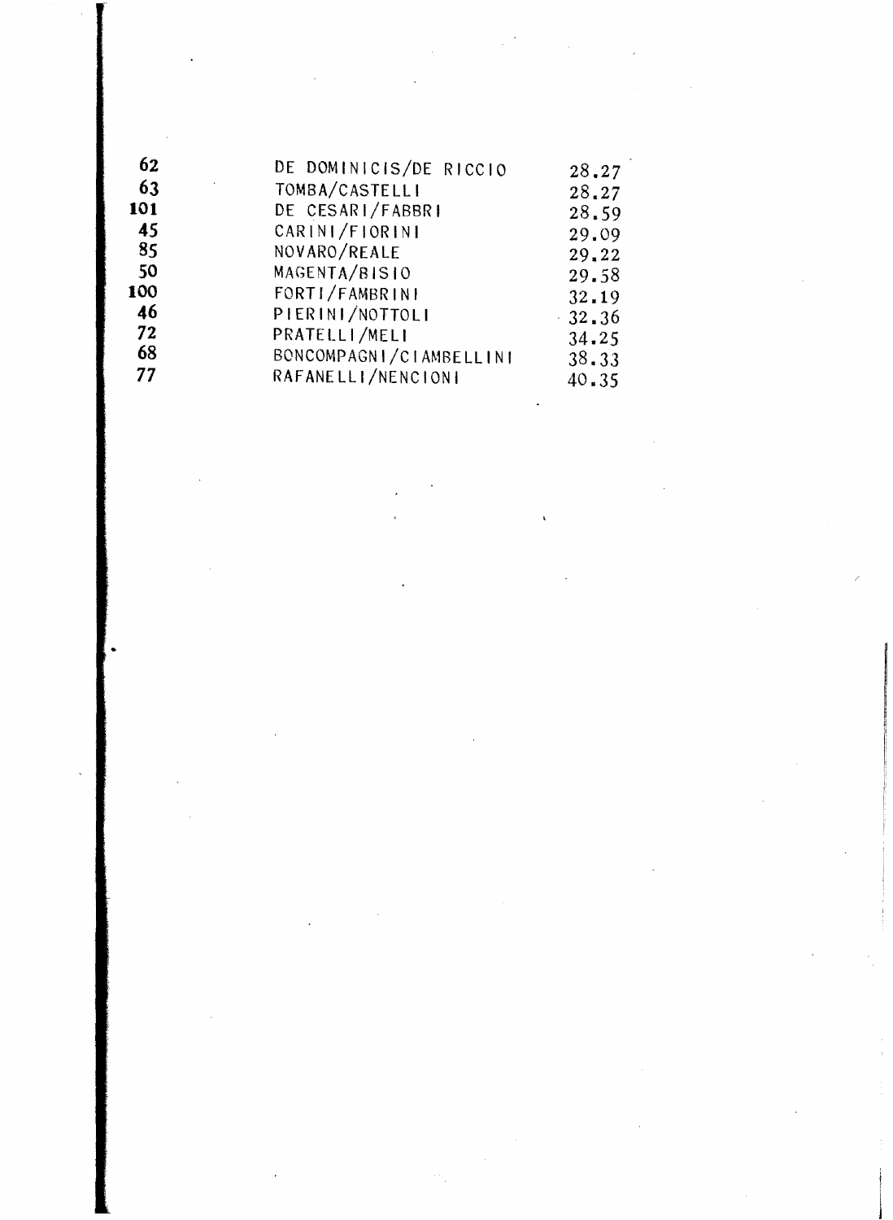| | | |
|---|---|---|
| 62 | DE DOMINICIS/DE RICCIO | 28.27 |
| 63 | TOMBA/CASTELLI | 28.27 |
| 101 | DE CESARI/FABBRI | 28.59 |
| 45 | CARINI/FIORINI | 29.09 |
| 85 | NOVARO/REALE | 29.22 |
| 50 | MAGENTA/BISIO | 29.58 |
| 100 | FORTI/FAMBRINI | 32.19 |
| 46 | PIERINI/NOTTOLI | 32.36 |
| 72 | PRATELLI/MELI | 34.25 |
| 68 | BONCOMPAGNI/CIAMBELLINI | 38.33 |
| 77 | RAFANELLI/NENCIONI | 40.35 |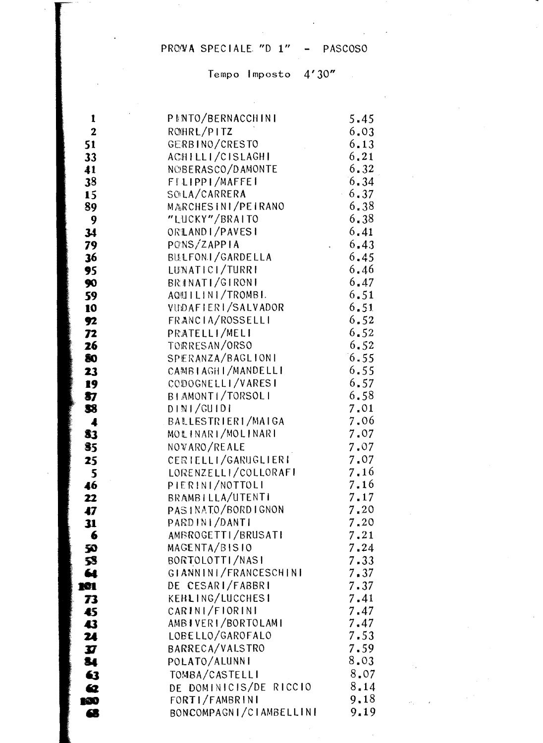PROVA SPECIALE "D 1" - PASCOSO

Tempo Imposto 4'30"

| | | |
|---|---|---|
| 1 | PINTO/BERNACCHINI | 5.45 |
| 2 | ROHRL/PITZ | 6.03 |
| 51 | GERBINO/CRESTO | 6.13 |
| 33 | ACHILLI/CISLAGHI | 6.21 |
| 41 | NOBERASCO/DAMONTE | 6.32 |
| 38 | FILIPPI/MAFFEI | 6.34 |
| 15 | SOLA/CARRERA | 6.37 |
| 89 | MARCHESINI/PEIRANO | 6.38 |
| 9 | "LUCKY"/BRAITO | 6.38 |
| 34 | ORLANDI/PAVESI | 6.41 |
| 79 | PONS/ZAPPIA | 6.43 |
| 36 | BULFONI/GARDELLA | 6.45 |
| 95 | LUNATICI/TURRI | 6.46 |
| 90 | BRINATI/GIRONI | 6.47 |
| 59 | AQUILINI/TROMBI. | 6.51 |
| 10 | VUDAFIERI/SALVADOR | 6.51 |
| 92 | FRANCIA/ROSSELLI | 6.52 |
| 72 | PRATELLI/MELI | 6.52 |
| 26 | TORRESAN/ORSO | 6.52 |
| 80 | SPERANZA/BAGLIONI | 6.55 |
| 23 | CAMBIAGHI/MANDELLI | 6.55 |
| 19 | CODOGNELLI/VARESI | 6.57 |
| 87 | BIAMONTI/TORSOLI | 6.58 |
| 88 | DINI/GUIDI | 7.01 |
| 4 | BALLESTRIERI/MAIGA | 7.06 |
| 83 | MOLINARI/MOLINARI | 7.07 |
| 85 | NOVARO/REALE | 7.07 |
| 25 | CERIELLI/GARUGLIERI | 7.07 |
| 5 | LORENZELLI/COLLORAFI | 7.16 |
| 46 | PIERINI/NOTTOLI | 7.16 |
| 22 | BRAMBILLA/UTENTI | 7.17 |
| 47 | PASINATO/BORDIGNON | 7.20 |
| 31 | PARDINI/DANTI | 7.20 |
| 6 | AMBROGETTI/BRUSATI | 7.21 |
| 50 | MAGENTA/BISIO | 7.24 |
| 58 | BORTOLOTTI/NASI | 7.33 |
| 64 | GIANNINI/FRANCESCHINI | 7.37 |
| 101 | DE CESARI/FABBRI | 7.37 |
| 73 | KEHLING/LUCCHESI | 7.41 |
| 45 | CARINI/FIORINI | 7.47 |
| 43 | AMBIVERI/BORTOLAMI | 7.47 |
| 24 | LOBELLO/GAROFALO | 7.53 |
| 37 | BARRECA/VALSTRO | 7.59 |
| 84 | POLATO/ALUNNI | 8.03 |
| 63 | TOMBA/CASTELLI | 8.07 |
| 62 | DE DOMINICIS/DE RICCIO | 8.14 |
| 100 | FORTI/FAMBRINI | 9.18 |
| 68 | BONCOMPAGNI/CIAMBELLINI | 9.19 |